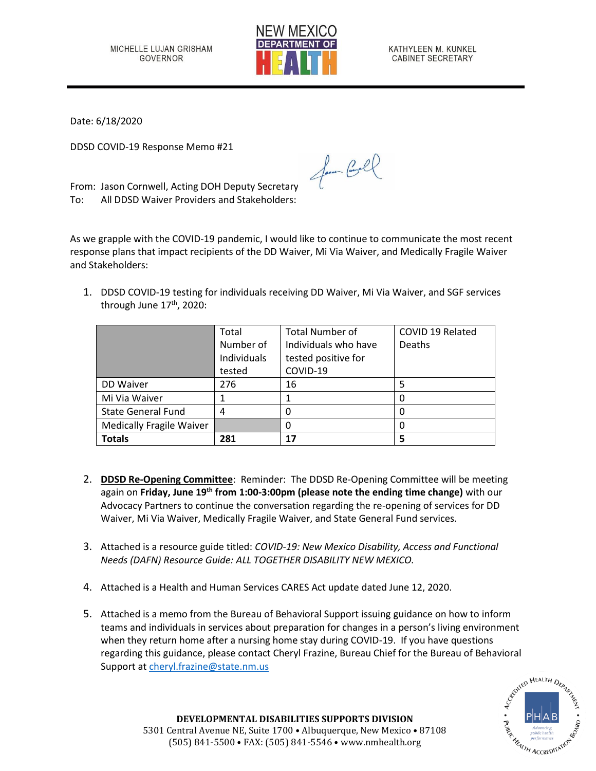MICHELLE LUJAN GRISHAM
GOVERNOR

NEW MEXICO DEPARTMENT OF HEALTH

KATHYLEEN M. KUNKEL
CABINET SECRETARY

Date: 6/18/2020

DDSD COVID-19 Response Memo #21

From: Jason Cornwell, Acting DOH Deputy Secretary
To: All DDSD Waiver Providers and Stakeholders:

As we grapple with the COVID-19 pandemic, I would like to continue to communicate the most recent response plans that impact recipients of the DD Waiver, Mi Via Waiver, and Medically Fragile Waiver and Stakeholders:

1. DDSD COVID-19 testing for individuals receiving DD Waiver, Mi Via Waiver, and SGF services through June 17th, 2020:

| | Total Number of Individuals tested | Total Number of Individuals who have tested positive for COVID-19 | COVID 19 Related Deaths |
|---|---|---|---|
| DD Waiver | 276 | 16 | 5 |
| Mi Via Waiver | 1 | 1 | 0 |
| State General Fund | 4 | 0 | 0 |
| Medically Fragile Waiver | | 0 | 0 |
| **Totals** | **281** | **17** | **5** |

2. **DDSD Re-Opening Committee**: Reminder: The DDSD Re-Opening Committee will be meeting again on **Friday, June 19th from 1:00-3:00pm (please note the ending time change)** with our Advocacy Partners to continue the conversation regarding the re-opening of services for DD Waiver, Mi Via Waiver, Medically Fragile Waiver, and State General Fund services.

3. Attached is a resource guide titled: *COVID-19: New Mexico Disability, Access and Functional Needs (DAFN) Resource Guide: ALL TOGETHER DISABILITY NEW MEXICO.*

4. Attached is a Health and Human Services CARES Act update dated June 12, 2020.

5. Attached is a memo from the Bureau of Behavioral Support issuing guidance on how to inform teams and individuals in services about preparation for changes in a person's living environment when they return home after a nursing home stay during COVID-19. If you have questions regarding this guidance, please contact Cheryl Frazine, Bureau Chief for the Bureau of Behavioral Support at cheryl.frazine@state.nm.us

**DEVELOPMENTAL DISABILITIES SUPPORTS DIVISION**
5301 Central Avenue NE, Suite 1700 • Albuquerque, New Mexico • 87108
(505) 841-5500 • FAX: (505) 841-5546 • www.nmhealth.org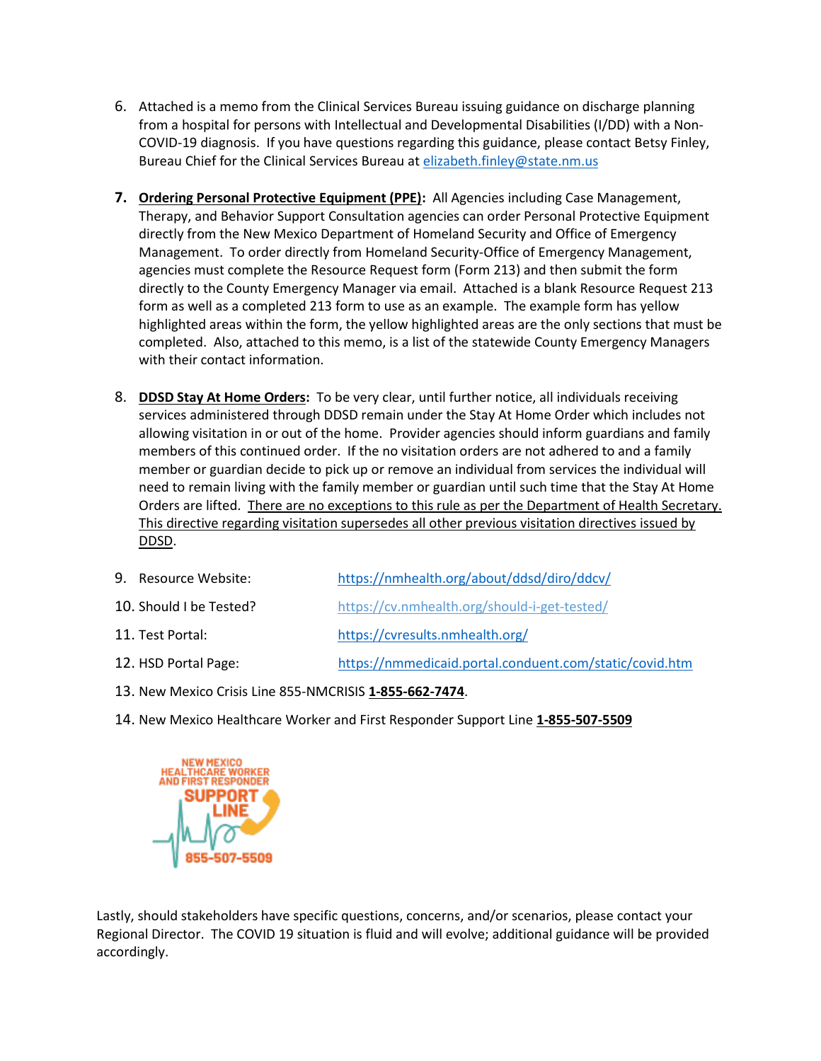6. Attached is a memo from the Clinical Services Bureau issuing guidance on discharge planning from a hospital for persons with Intellectual and Developmental Disabilities (I/DD) with a Non-COVID-19 diagnosis. If you have questions regarding this guidance, please contact Betsy Finley, Bureau Chief for the Clinical Services Bureau at elizabeth.finley@state.nm.us

7. **Ordering Personal Protective Equipment (PPE):** All Agencies including Case Management, Therapy, and Behavior Support Consultation agencies can order Personal Protective Equipment directly from the New Mexico Department of Homeland Security and Office of Emergency Management. To order directly from Homeland Security-Office of Emergency Management, agencies must complete the Resource Request form (Form 213) and then submit the form directly to the County Emergency Manager via email. Attached is a blank Resource Request 213 form as well as a completed 213 form to use as an example. The example form has yellow highlighted areas within the form, the yellow highlighted areas are the only sections that must be completed. Also, attached to this memo, is a list of the statewide County Emergency Managers with their contact information.

8. **DDSD Stay At Home Orders:** To be very clear, until further notice, all individuals receiving services administered through DDSD remain under the Stay At Home Order which includes not allowing visitation in or out of the home. Provider agencies should inform guardians and family members of this continued order. If the no visitation orders are not adhered to and a family member or guardian decide to pick up or remove an individual from services the individual will need to remain living with the family member or guardian until such time that the Stay At Home Orders are lifted. There are no exceptions to this rule as per the Department of Health Secretary. This directive regarding visitation supersedes all other previous visitation directives issued by DDSD.

9. Resource Website: https://nmhealth.org/about/ddsd/diro/ddcv/
10. Should I be Tested? https://cv.nmhealth.org/should-i-get-tested/
11. Test Portal: https://cvresults.nmhealth.org/
12. HSD Portal Page: https://nmmedicaid.portal.conduent.com/static/covid.htm
13. New Mexico Crisis Line 855-NMCRISIS **1-855-662-7474**.
14. New Mexico Healthcare Worker and First Responder Support Line **1-855-507-5509**

NEW MEXICO HEALTHCARE WORKER AND FIRST RESPONDER SUPPORT LINE 855-507-5509

Lastly, should stakeholders have specific questions, concerns, and/or scenarios, please contact your Regional Director. The COVID 19 situation is fluid and will evolve; additional guidance will be provided accordingly.